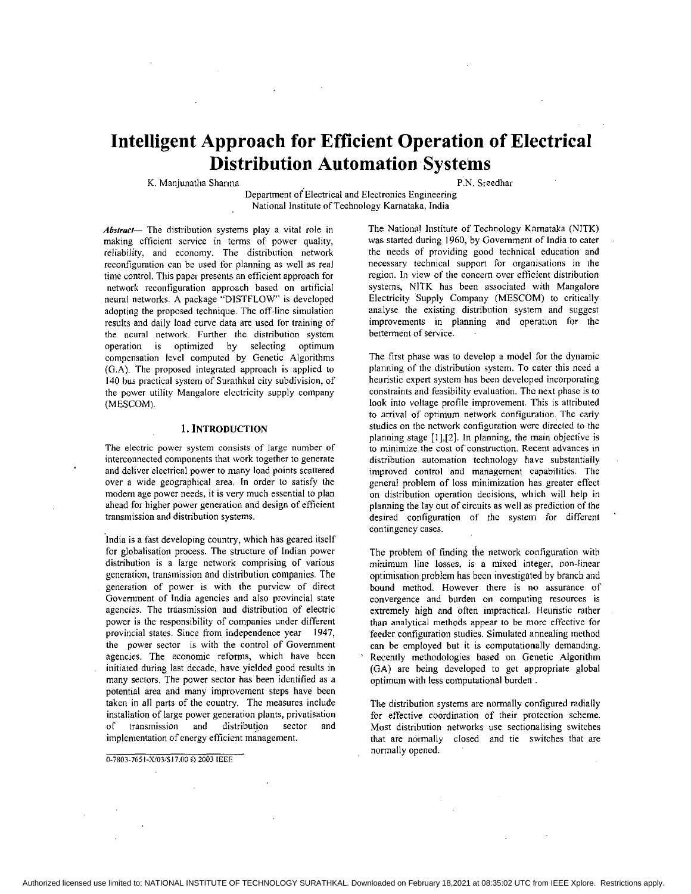# Intelligent Approach for Efficient Operation of Electrical Distribution Automation Systems

K. Manjunatha Sharma  P.N. Sreedhar

Department of Electrical and Electronics Engineering
National Institute of Technology Karnataka, India

***Abstract*—** The distribution systems play a vital role in making efficient service in terms of power quality, reliability, and economy. The distribution network reconfiguration can be used for planning as well as real time control. This paper presents an efficient approach for network reconfiguration approach based on artificial neural networks. A package "DISTFLOW" is developed adopting the proposed technique. The off-line simulation results and daily load curve data are used for training of the neural network. Further the distribution system operation is optimized by selecting optimum compensation level computed by Genetic Algorithms (G.A). The proposed integrated approach is applied to 140 bus practical system of Surathkal city subdivision, of the power utility Mangalore electricity supply company (MESCOM).

## 1. INTRODUCTION

The electric power system consists of large number of interconnected components that work together to generate and deliver electrical power to many load points scattered over a wide geographical area. In order to satisfy the modern age power needs, it is very much essential to plan ahead for higher power generation and design of efficient transmission and distribution systems.

India is a fast developing country, which has geared itself for globalisation process. The structure of Indian power distribution is a large network comprising of various generation, transmission and distribution companies. The generation of power is with the purview of direct Government of India agencies and also provincial state agencies. The transmission and distribution of electric power is the responsibility of companies under different provincial states. Since from independence year 1947, the power sector is with the control of Government agencies. The economic reforms, which have been initiated during last decade, have yielded good results in many sectors. The power sector has been identified as a potential area and many improvement steps have been taken in all parts of the country. The measures include installation of large power generation plants, privatisation of transmission and distribution sector and implementation of energy efficient management.

The National Institute of Technology Karnataka (NITK) was started during 1960, by Government of India to cater the needs of providing good technical education and necessary technical support for organisations in the region. In view of the concern over efficient distribution systems, NITK has been associated with Mangalore Electricity Supply Company (MESCOM) to critically analyse the existing distribution system and suggest improvements in planning and operation for the betterment of service.

The first phase was to develop a model for the dynamic planning of the distribution system. To cater this need a heuristic expert system has been developed incorporating constraints and feasibility evaluation. The next phase is to look into voltage profile improvement. This is attributed to arrival of optimum network configuration. The early studies on the network configuration were directed to the planning stage [1],[2]. In planning, the main objective is to minimize the cost of construction. Recent advances in distribution automation technology have substantially improved control and management capabilities. The general problem of loss minimization has greater effect on distribution operation decisions, which will help in planning the lay out of circuits as well as prediction of the desired configuration of the system for different contingency cases.

The problem of finding the network configuration with minimum line losses, is a mixed integer, non-linear optimisation problem has been investigated by branch and bound method. However there is no assurance of convergence and burden on computing resources is extremely high and often impractical. Heuristic rather than analytical methods appear to be more effective for feeder configuration studies. Simulated annealing method can be employed but it is computationally demanding. Recently methodologies based on Genetic Algorithm (GA) are being developed to get appropriate global optimum with less computational burden .

The distribution systems are normally configured radially for effective coordination of their protection scheme. Most distribution networks use sectionalising switches that are normally closed and tie switches that are normally opened.

0-7803-7651-X/03/$17.00 © 2003 IEEE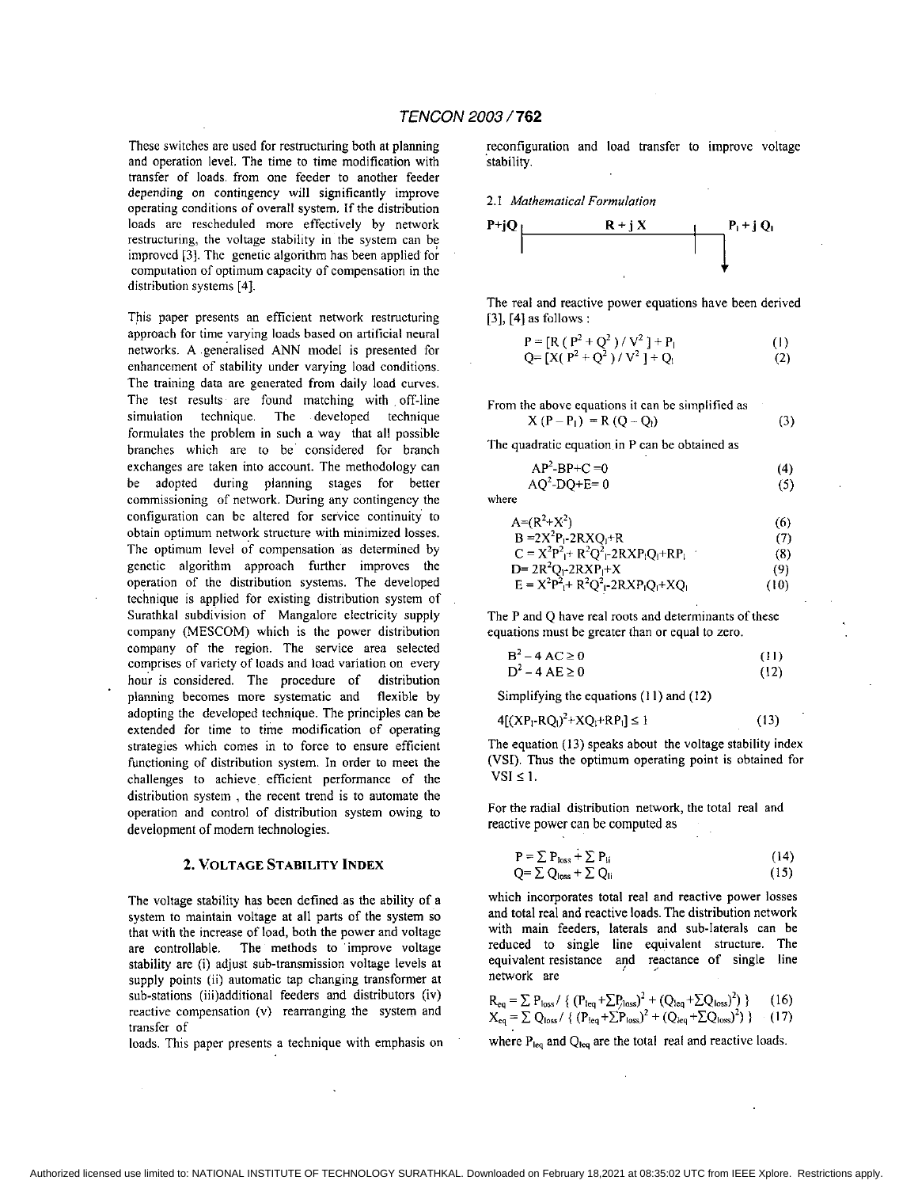These switches are used for restructuring both at planning and operation level. The time to time modification with transfer of loads from one feeder to another feeder depending on contingency will significantly improve operating conditions of overall system. If the distribution loads are rescheduled more effectively by network restructuring, the voltage stability in the system can be improved [3]. The genetic algorithm has been applied for computation of optimum capacity of compensation in the distribution systems [4].

This paper presents an efficient network restructuring approach for time varying loads based on artificial neural networks. A generalised ANN model is presented for enhancement of stability under varying load conditions. The training data are generated from daily load curves. The test results are found matching with off-line simulation technique. The developed technique formulates the problem in such a way that all possible branches which are to be considered for branch exchanges are taken into account. The methodology can be adopted during planning stages for better commissioning of network. During any contingency the configuration can be altered for service continuity to obtain optimum network structure with minimized losses. The optimum level of compensation as determined by genetic algorithm approach further improves the operation of the distribution systems. The developed technique is applied for existing distribution system of Surathkal subdivision of Mangalore electricity supply company (MESCOM) which is the power distribution company of the region. The service area selected comprises of variety of loads and load variation on every hour is considered. The procedure of distribution planning becomes more systematic and flexible by adopting the developed technique. The principles can be extended for time to time modification of operating strategies which comes in to force to ensure efficient functioning of distribution system. In order to meet the challenges to achieve efficient performance of the distribution system, the recent trend is to automate the operation and control of distribution system owing to development of modern technologies.

## 2. Voltage Stability Index

The voltage stability has been defined as the ability of a system to maintain voltage at all parts of the system so that with the increase of load, both the power and voltage are controllable. The methods to improve voltage stability are (i) adjust sub-transmission voltage levels at supply points (ii) automatic tap changing transformer at sub-stations (iii) additional feeders and distributors (iv) reactive compensation (v) rearranging the system and transfer of loads. This paper presents a technique with emphasis on reconfiguration and load transfer to improve voltage stability.

### 2.1 *Mathematical Formulation*

P+jQ R + j X $P_l + j\,Q_l$

The real and reactive power equations have been derived [3], [4] as follows :

$$P = [R\,(P^2 + Q^2) / V^2] + P_l \tag{1}$$

$$Q = [X\,(P^2 + Q^2) / V^2] + Q_l \tag{2}$$

From the above equations it can be simplified as

$$X\,(P - P_l) = R\,(Q - Q_l) \tag{3}$$

The quadratic equation in P can be obtained as

$$AP^2 - BP + C = 0 \tag{4}$$

$$AQ^2 - DQ + E = 0 \tag{5}$$

where

$$A = (R^2 + X^2) \tag{6}$$

$$B = 2X^2P_l - 2RXQ_l + R \tag{7}$$

$$C = X^2P_l^2 + R^2Q_l^2 - 2RXP_lQ_l + RP_l \tag{8}$$

$$D = 2R^2Q_l - 2RXP_l + X \tag{9}$$

$$E = X^2P_l^2 + R^2Q_l^2 - 2RXP_lQ_l + XQ_l \tag{10}$$

The P and Q have real roots and determinants of these equations must be greater than or equal to zero.

$$B^2 - 4\,AC \geq 0 \tag{11}$$

$$D^2 - 4\,AE \geq 0 \tag{12}$$

Simplifying the equations (11) and (12)

$$4[(XP_l - RQ_l)^2 + XQ_l + RP_l] \leq 1 \tag{13}$$

The equation (13) speaks about the voltage stability index (VSI). Thus the optimum operating point is obtained for VSI ≤ 1.

For the radial distribution network, the total real and reactive power can be computed as

$$P = \sum P_{loss} + \sum P_{li} \tag{14}$$

$$Q = \sum Q_{loss} + \sum Q_{li} \tag{15}$$

which incorporates total real and reactive power losses and total real and reactive loads. The distribution network with main feeders, laterals and sub-laterals can be reduced to single line equivalent structure. The equivalent resistance and reactance of single line network are

$$R_{eq} = \sum P_{loss} / \{ (P_{leq} + \sum P_{loss})^2 + (Q_{leq} + \sum Q_{loss})^2 \} \tag{16}$$

$$X_{eq} = \sum Q_{loss} / \{ (P_{leq} + \sum P_{loss})^2 + (Q_{leq} + \sum Q_{loss})^2 \} \tag{17}$$

where $P_{leq}$ and $Q_{leq}$ are the total real and reactive loads.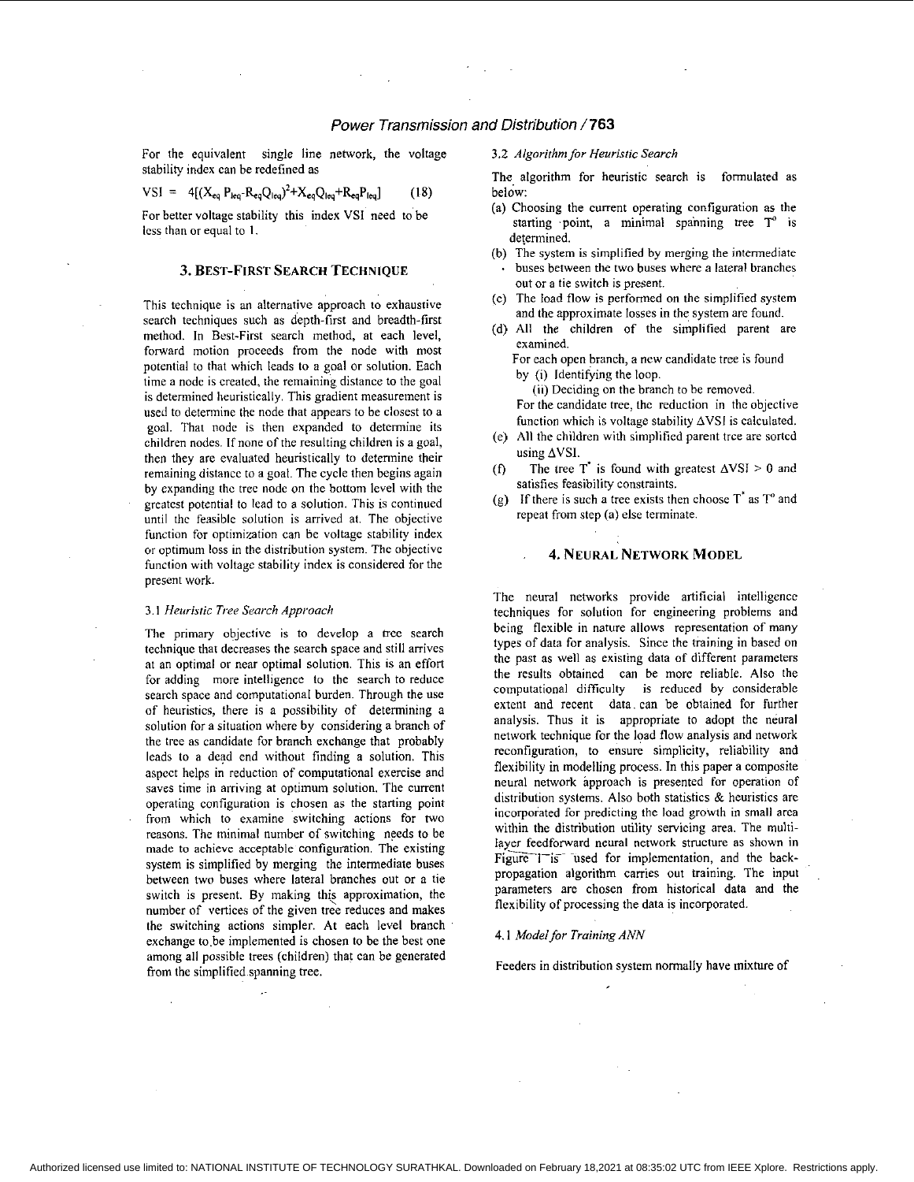For the equivalent single line network, the voltage stability index can be redefined as

$$VSI = 4[(X_{eq} P_{leq} - R_{eq} Q_{leq})^2 + X_{eq} Q_{leq} + R_{eq} P_{leq}] \qquad (18)$$

For better voltage stability this index VSI need to be less than or equal to 1.

## 3. Best-First Search Technique

This technique is an alternative approach to exhaustive search techniques such as depth-first and breadth-first method. In Best-First search method, at each level, forward motion proceeds from the node with most potential to that which leads to a goal or solution. Each time a node is created, the remaining distance to the goal is determined heuristically. This gradient measurement is used to determine the node that appears to be closest to a goal. That node is then expanded to determine its children nodes. If none of the resulting children is a goal, then they are evaluated heuristically to determine their remaining distance to a goal. The cycle then begins again by expanding the tree node on the bottom level with the greatest potential to lead to a solution. This is continued until the feasible solution is arrived at. The objective function for optimization can be voltage stability index or optimum loss in the distribution system. The objective function with voltage stability index is considered for the present work.

### 3.1 *Heuristic Tree Search Approach*

The primary objective is to develop a tree search technique that decreases the search space and still arrives at an optimal or near optimal solution. This is an effort for adding more intelligence to the search to reduce search space and computational burden. Through the use of heuristics, there is a possibility of determining a solution for a situation where by considering a branch of the tree as candidate for branch exchange that probably leads to a dead end without finding a solution. This aspect helps in reduction of computational exercise and saves time in arriving at optimum solution. The current operating configuration is chosen as the starting point from which to examine switching actions for two reasons. The minimal number of switching needs to be made to achieve acceptable configuration. The existing system is simplified by merging the intermediate buses between two buses where lateral branches out or a tie switch is present. By making this approximation, the number of vertices of the given tree reduces and makes the switching actions simpler. At each level branch exchange to be implemented is chosen to be the best one among all possible trees (children) that can be generated from the simplified spanning tree.

### 3.2 *Algorithm for Heuristic Search*

The algorithm for heuristic search is formulated as below:

(a) Choosing the current operating configuration as the starting point, a minimal spanning tree $T^o$ is determined.

(b) The system is simplified by merging the intermediate buses between the two buses where a lateral branches out or a tie switch is present.

(c) The load flow is performed on the simplified system and the approximate losses in the system are found.

(d) All the children of the simplified parent are examined.
For each open branch, a new candidate tree is found by (i) Identifying the loop.
(ii) Deciding on the branch to be removed.
For the candidate tree, the reduction in the objective function which is voltage stability $\Delta VSI$ is calculated.

(e) All the children with simplified parent tree are sorted using $\Delta VSI$.

(f) The tree $T^*$ is found with greatest $\Delta VSI > 0$ and satisfies feasibility constraints.

(g) If there is such a tree exists then choose $T^*$ as $T^o$ and repeat from step (a) else terminate.

## 4. Neural Network Model

The neural networks provide artificial intelligence techniques for solution for engineering problems and being flexible in nature allows representation of many types of data for analysis. Since the training in based on the past as well as existing data of different parameters the results obtained can be more reliable. Also the computational difficulty is reduced by considerable extent and recent data can be obtained for further analysis. Thus it is appropriate to adopt the neural network technique for the load flow analysis and network reconfiguration, to ensure simplicity, reliability and flexibility in modelling process. In this paper a composite neural network approach is presented for operation of distribution systems. Also both statistics & heuristics are incorporated for predicting the load growth in small area within the distribution utility servicing area. The multi-layer feedforward neural network structure as shown in Figure 1 is used for implementation, and the back-propagation algorithm carries out training. The input parameters are chosen from historical data and the flexibility of processing the data is incorporated.

### 4.1 *Model for Training ANN*

Feeders in distribution system normally have mixture of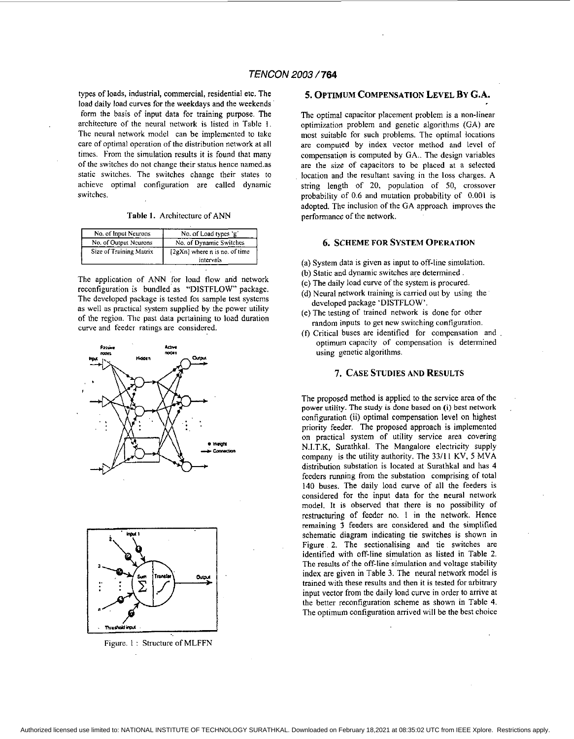types of loads, industrial, commercial, residential etc. The load daily load curves for the weekdays and the weekends form the basis of input data for training purpose. The architecture of the neural network is listed in Table 1. The neural network model can be implemented to take care of optimal operation of the distribution network at all times. From the simulation results it is found that many of the switches do not change their status hence named.as static switches. The switches change their states to achieve optimal configuration are called dynamic switches.

**Table 1.** Architecture of ANN

| No. of Input Neurons | No. of Load types 'g' |
|---|---|
| No. of Output Neurons | No. of Dynamic Switches |
| Size of Training Matrix | [2gXn] where n is no. of time intervals |

The application of ANN for load flow and network reconfiguration is bundled as "DISTFLOW" package. The developed package is tested for sample test systems as well as practical system supplied by the power utility of the region. The past data pertaining to load duration curve and feeder ratings are considered.

Figure. 1 : Structure of MLFFN

## 5. Optimum Compensation Level By G.A.

The optimal capacitor placement problem is a non-linear optimization problem and genetic algorithms (GA) are most suitable for such problems. The optimal locations are computed by index vector method and level of compensation is computed by GA.. The design variables are the size of capacitors to be placed at a selected location and the resultant saving in the loss charges. A string length of 20, population of 50, crossover probability of 0.6 and mutation probability of 0.001 is adopted. The inclusion of the GA approach improves the performance of the network.

## 6. Scheme for System Operation

(a) System data is given as input to off-line simulation.
(b) Static and dynamic switches are determined .
(c) The daily load curve of the system is procured.
(d) Neural network training is carried out by using the developed package 'DISTFLOW'.
(e) The testing of trained network is done for other random inputs to get new switching configuration.
(f) Critical buses are identified for compensation and optimum capacity of compensation is determined using genetic algorithms.

## 7. Case Studies and Results

The proposed method is applied to the service area of the power utility. The study is done based on (i) best network configuration (ii) optimal compensation level on highest priority feeder. The proposed approach is implemented on practical system of utility service area covering N.I.T.K, Surathkal. The Mangalore electricity supply company is the utility authority. The 33/11 KV, 5 MVA distribution substation is located at Surathkal and has 4 feeders running from the substation comprising of total 140 buses. The daily load curve of all the feeders is considered for the input data for the neural network model. It is observed that there is no possibility of restructuring of feeder no. 1 in the network. Hence remaining 3 feeders are considered and the simplified schematic diagram indicating tie switches is shown in Figure 2. The sectionalising and tie switches are identified with off-line simulation as listed in Table 2. The results of the off-line simulation and voltage stability index are given in Table 3. The neural network model is trained with these results and then it is tested for arbitrary input vector from the daily load curve in order to arrive at the better reconfiguration scheme as shown in Table 4. The optimum configuration arrived will be the best choice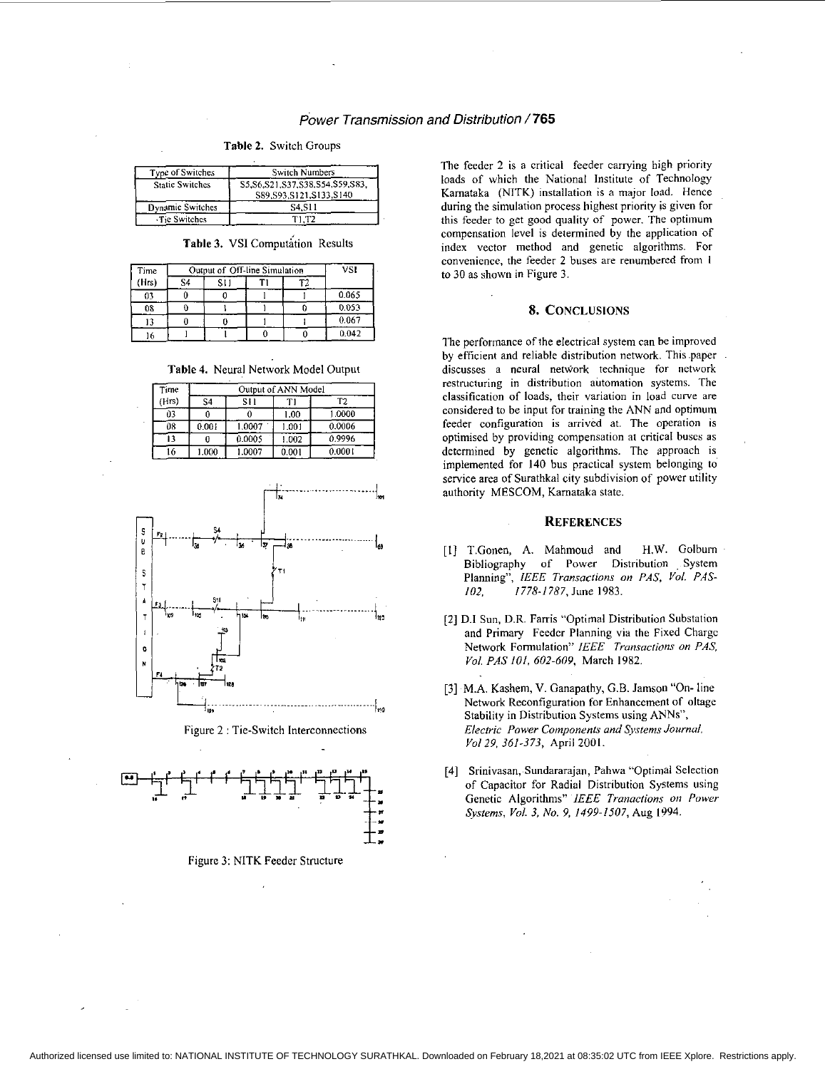**Table 2.** Switch Groups

| Type of Switches | Switch Numbers |
|---|---|
| Static Switches | S5,S6,S21,S37,S38,S54,S59,S83, S89,S93,S121,S133,S140 |
| Dynamic Switches | S4,S11 |
| Tie Switches | T1,T2 |

**Table 3.** VSI Computation Results

| Time (Hrs) | Output of Off-line Simulation | | | | VSI |
|---|---|---|---|---|---|
| | S4 | S11 | T1 | T2 | |
| 03 | 0 | 0 | 1 | 1 | 0.065 |
| 08 | 0 | 1 | 1 | 0 | 0.053 |
| 13 | 0 | 0 | 1 | 1 | 0.067 |
| 16 | 1 | 1 | 0 | 0 | 0.042 |

**Table 4.** Neural Network Model Output

| Time (Hrs) | Output of ANN Model | | | |
|---|---|---|---|---|
| | S4 | S11 | T1 | T2 |
| 03 | 0 | 0 | 1.00 | 1.0000 |
| 08 | 0.001 | 1.0007 | 1.001 | 0.0006 |
| 13 | 0 | 0.0005 | 1.002 | 0.9996 |
| 16 | 1.000 | 1.0007 | 0.001 | 0.0001 |

Figure 2 : Tie-Switch Interconnections

Figure 3: NITK Feeder Structure

The feeder 2 is a critical feeder carrying high priority loads of which the National Institute of Technology Karnataka (NITK) installation is a major load. Hence during the simulation process highest priority is given for this feeder to get good quality of power. The optimum compensation level is determined by the application of index vector method and genetic algorithms. For convenience, the feeder 2 buses are renumbered from 1 to 30 as shown in Figure 3.

## 8. CONCLUSIONS

The performance of the electrical system can be improved by efficient and reliable distribution network. This paper discusses a neural network technique for network restructuring in distribution automation systems. The classification of loads, their variation in load curve are considered to be input for training the ANN and optimum feeder configuration is arrived at. The operation is optimised by providing compensation at critical buses as determined by genetic algorithms. The approach is implemented for 140 bus practical system belonging to service area of Surathkal city subdivision of power utility authority MESCOM, Karnataka state.

## REFERENCES

[1] T.Gonen, A. Mahmoud and H.W. Golburn "Bibliography of Power Distribution System Planning", *IEEE Transactions on PAS, Vol. PAS-102, 1778-1787,* June 1983.

[2] D.I Sun, D.R. Farris "Optimal Distribution Substation and Primary Feeder Planning via the Fixed Charge Network Formulation" *IEEE Transactions on PAS, Vol. PAS 101, 602-609,* March 1982.

[3] M.A. Kashem, V. Ganapathy, G.B. Jamson "On- line Network Reconfiguration for Enhancement of oltage Stability in Distribution Systems using ANNs", *Electric Power Components and Systems Journal, Vol 29, 361-373,* April 2001.

[4] Srinivasan, Sundararajan, Pahwa "Optimal Selection of Capacitor for Radial Distribution Systems using Genetic Algorithms" *IEEE Tranactions on Power Systems, Vol. 3, No. 9, 1499-1507,* Aug 1994.